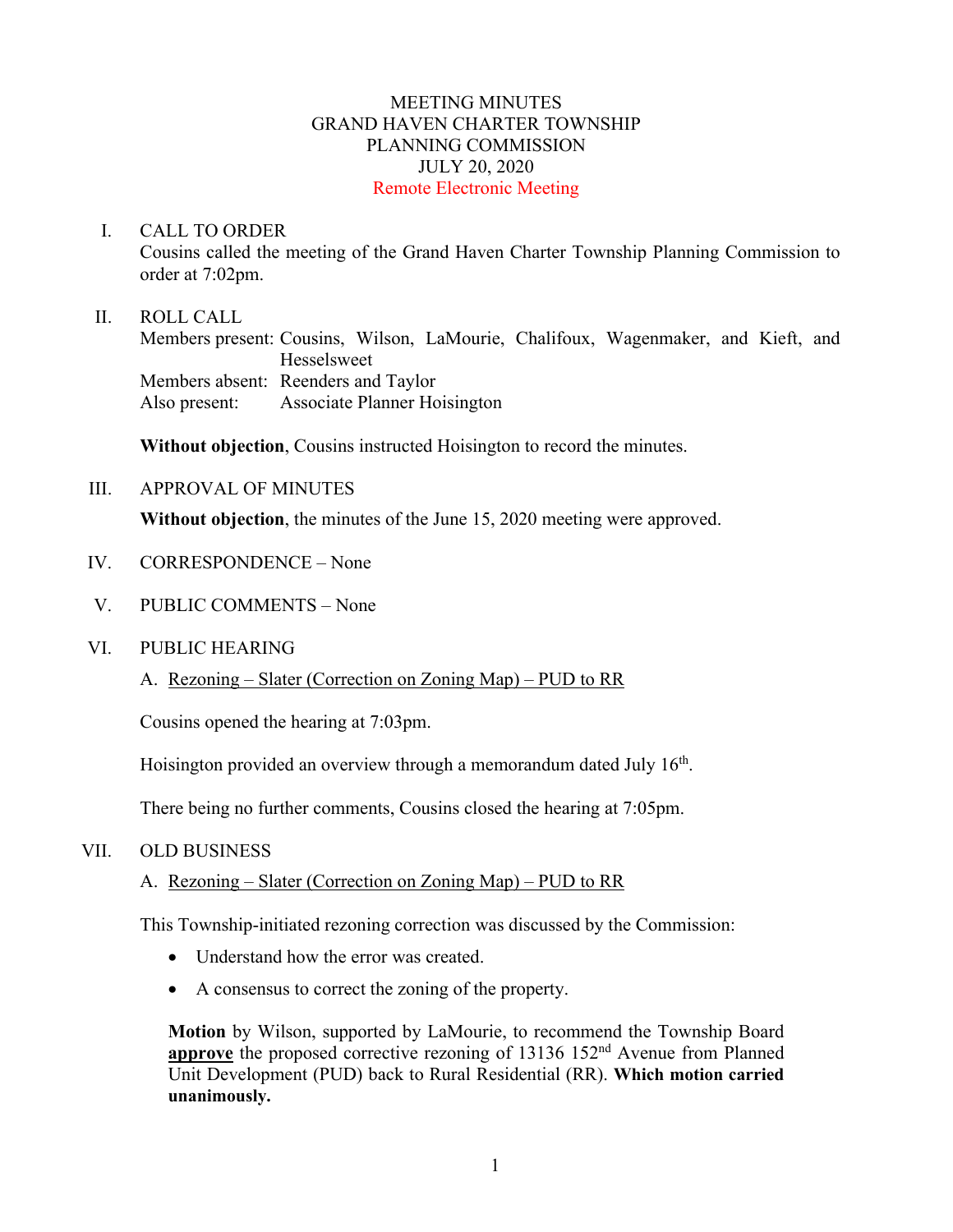# MEETING MINUTES
# GRAND HAVEN CHARTER TOWNSHIP
# PLANNING COMMISSION
# JULY 20, 2020
# Remote Electronic Meeting

I. CALL TO ORDER

Cousins called the meeting of the Grand Haven Charter Township Planning Commission to order at 7:02pm.

II. ROLL CALL

Members present: Cousins, Wilson, LaMourie, Chalifoux, Wagenmaker, and Kieft, and Hesselsweet
Members absent: Reenders and Taylor
Also present: Associate Planner Hoisington

**Without objection**, Cousins instructed Hoisington to record the minutes.

III. APPROVAL OF MINUTES

**Without objection**, the minutes of the June 15, 2020 meeting were approved.

IV. CORRESPONDENCE – None

V. PUBLIC COMMENTS – None

VI. PUBLIC HEARING

A. Rezoning – Slater (Correction on Zoning Map) – PUD to RR

Cousins opened the hearing at 7:03pm.

Hoisington provided an overview through a memorandum dated July 16th.

There being no further comments, Cousins closed the hearing at 7:05pm.

VII. OLD BUSINESS

A. Rezoning – Slater (Correction on Zoning Map) – PUD to RR

This Township-initiated rezoning correction was discussed by the Commission:

- Understand how the error was created.
- A consensus to correct the zoning of the property.

**Motion** by Wilson, supported by LaMourie, to recommend the Township Board **approve** the proposed corrective rezoning of 13136 152nd Avenue from Planned Unit Development (PUD) back to Rural Residential (RR). **Which motion carried unanimously.**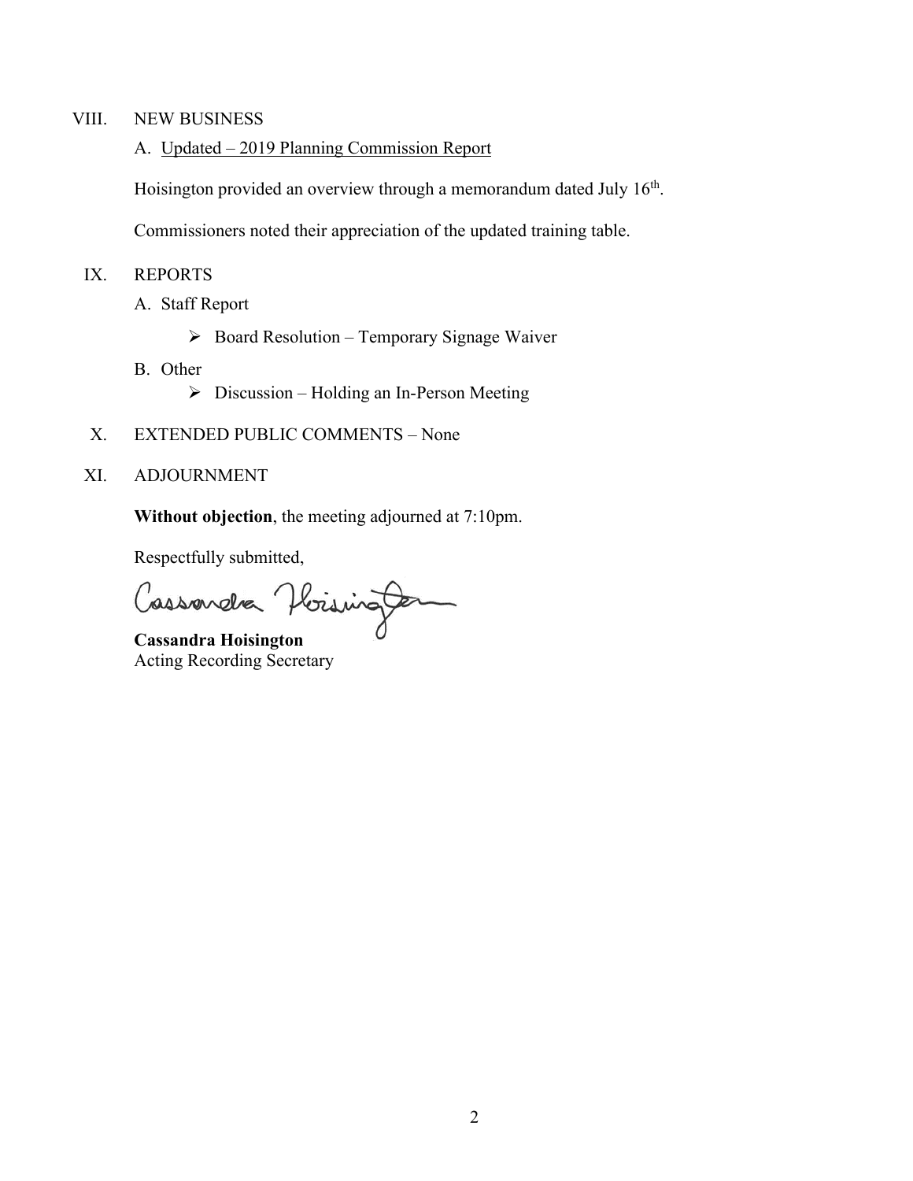VIII. NEW BUSINESS

A. Updated – 2019 Planning Commission Report

Hoisington provided an overview through a memorandum dated July 16th.

Commissioners noted their appreciation of the updated training table.

IX. REPORTS

A. Staff Report

- Board Resolution – Temporary Signage Waiver

B. Other

- Discussion – Holding an In-Person Meeting

X. EXTENDED PUBLIC COMMENTS – None

XI. ADJOURNMENT

**Without objection**, the meeting adjourned at 7:10pm.

Respectfully submitted,

Cassandra Hoisington

**Cassandra Hoisington**
Acting Recording Secretary